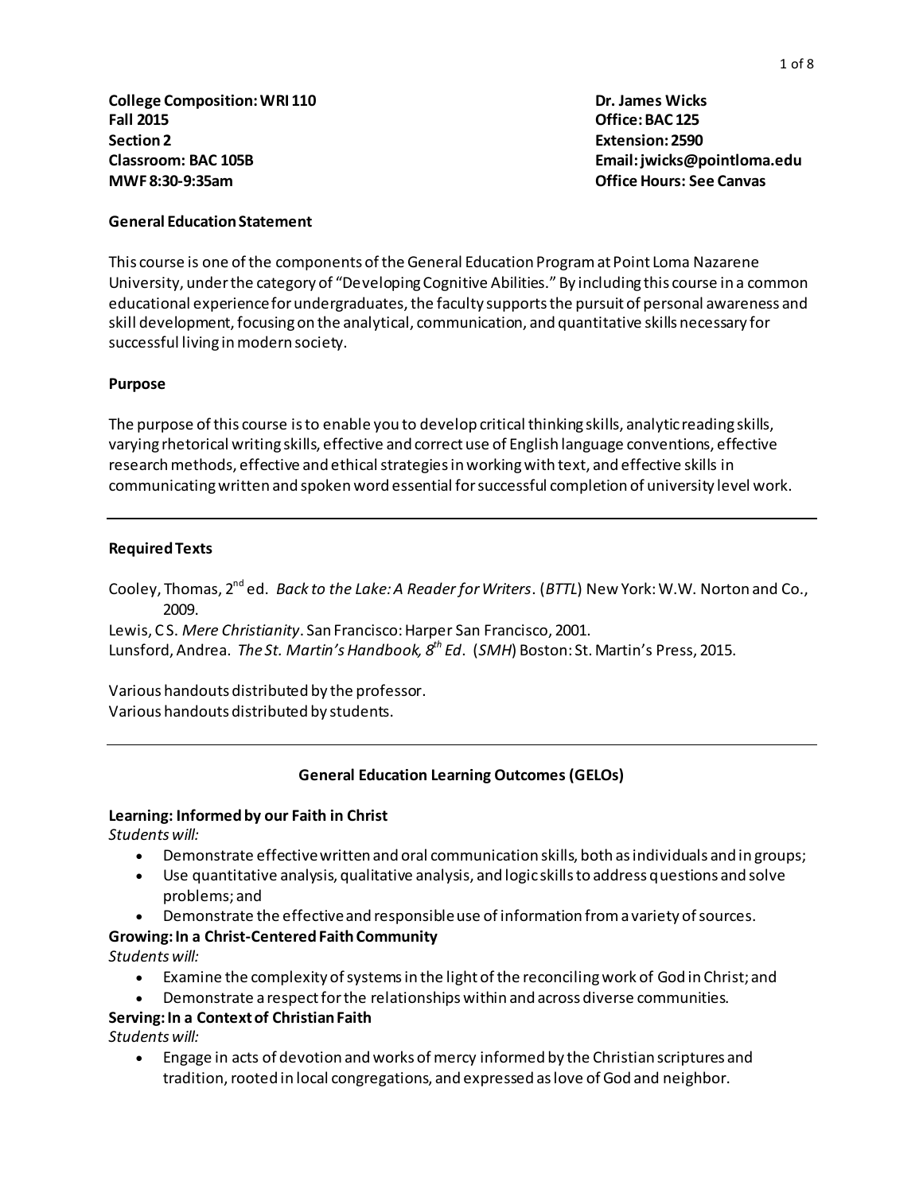**College Composition: WRI 110**
**Fall 2015**
**Section 2**
**Classroom: BAC 105B**
**MWF 8:30-9:35am**

**Dr. James Wicks**
**Office: BAC 125**
**Extension: 2590**
**Email: jwicks@pointloma.edu**
**Office Hours: See Canvas**

### General Education Statement

This course is one of the components of the General Education Program at Point Loma Nazarene University, under the category of "Developing Cognitive Abilities." By including this course in a common educational experience for undergraduates, the faculty supports the pursuit of personal awareness and skill development, focusing on the analytical, communication, and quantitative skills necessary for successful living in modern society.

### Purpose

The purpose of this course is to enable you to develop critical thinking skills, analytic reading skills, varying rhetorical writing skills, effective and correct use of English language conventions, effective research methods, effective and ethical strategies in working with text, and effective skills in communicating written and spoken word essential for successful completion of university level work.

---

### Required Texts

Cooley, Thomas, 2nd ed. *Back to the Lake: A Reader for Writers*. (*BTTL*) New York: W.W. Norton and Co., 2009.
Lewis, C S. *Mere Christianity*. San Francisco: Harper San Francisco, 2001.
Lunsford, Andrea. *The St. Martin's Handbook, 8th Ed*. (*SMH*) Boston: St. Martin's Press, 2015.

Various handouts distributed by the professor.
Various handouts distributed by students.

---

### General Education Learning Outcomes (GELOs)

**Learning: Informed by our Faith in Christ**
*Students will:*

- Demonstrate effective written and oral communication skills, both as individuals and in groups;
- Use quantitative analysis, qualitative analysis, and logic skills to address questions and solve problems; and
- Demonstrate the effective and responsible use of information from a variety of sources.

**Growing: In a Christ-Centered Faith Community**
*Students will:*

- Examine the complexity of systems in the light of the reconciling work of God in Christ; and
- Demonstrate a respect for the relationships within and across diverse communities.

**Serving: In a Context of Christian Faith**
*Students will:*

- Engage in acts of devotion and works of mercy informed by the Christian scriptures and tradition, rooted in local congregations, and expressed as love of God and neighbor.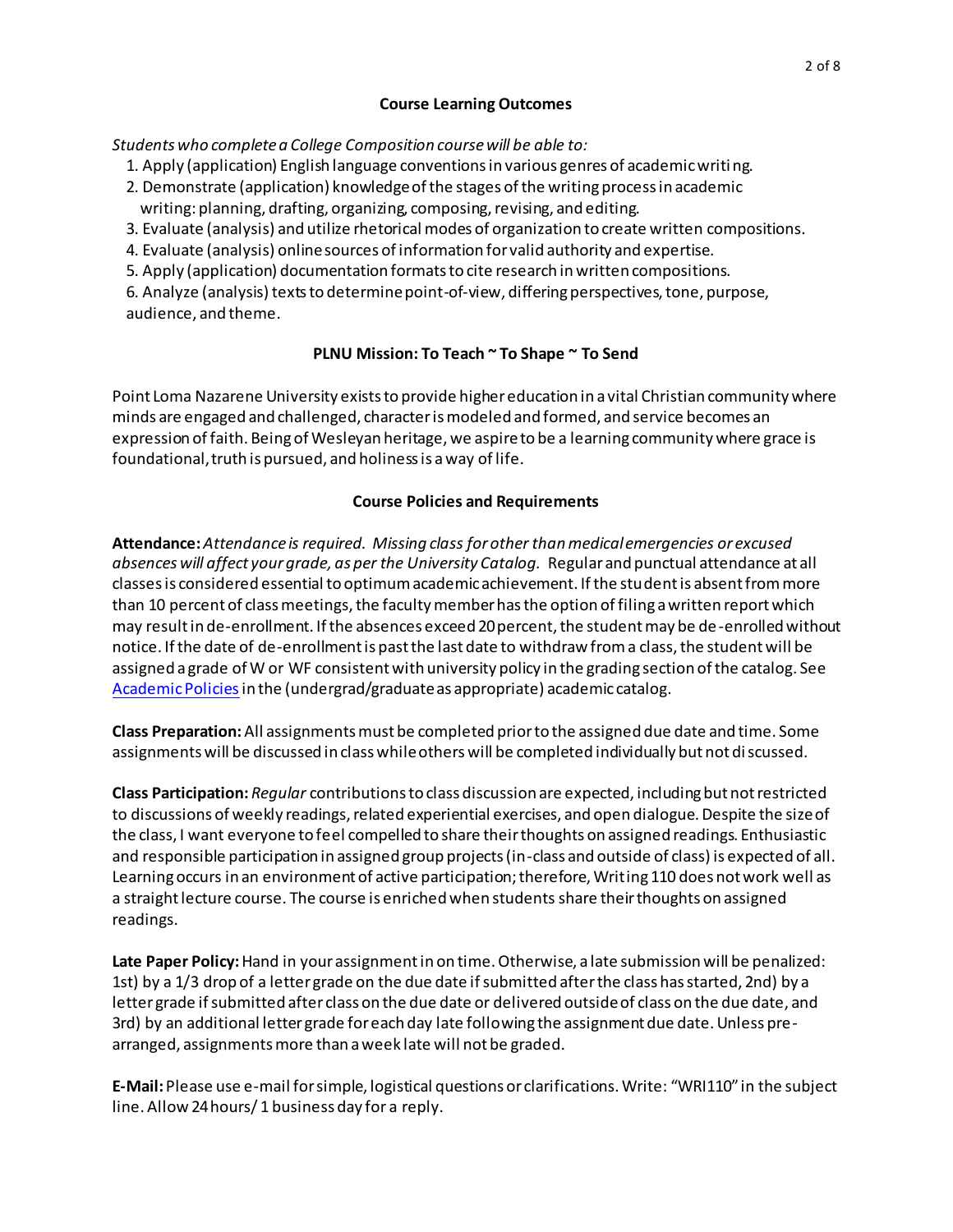## Course Learning Outcomes

*Students who complete a College Composition course will be able to:*

1. Apply (application) English language conventions in various genres of academic writing.
2. Demonstrate (application) knowledge of the stages of the writing process in academic writing: planning, drafting, organizing, composing, revising, and editing.
3. Evaluate (analysis) and utilize rhetorical modes of organization to create written compositions.
4. Evaluate (analysis) online sources of information for valid authority and expertise.
5. Apply (application) documentation formats to cite research in written compositions.
6. Analyze (analysis) texts to determine point-of-view, differing perspectives, tone, purpose, audience, and theme.

## PLNU Mission: To Teach ~ To Shape ~ To Send

Point Loma Nazarene University exists to provide higher education in a vital Christian community where minds are engaged and challenged, character is modeled and formed, and service becomes an expression of faith. Being of Wesleyan heritage, we aspire to be a learning community where grace is foundational, truth is pursued, and holiness is a way of life.

## Course Policies and Requirements

**Attendance:** *Attendance is required. Missing class for other than medical emergencies or excused absences will affect your grade, as per the University Catalog.* Regular and punctual attendance at all classes is considered essential to optimum academic achievement. If the student is absent from more than 10 percent of class meetings, the faculty member has the option of filing a written report which may result in de-enrollment. If the absences exceed 20 percent, the student may be de-enrolled without notice. If the date of de-enrollment is past the last date to withdraw from a class, the student will be assigned a grade of W or WF consistent with university policy in the grading section of the catalog. See Academic Policies in the (undergrad/graduate as appropriate) academic catalog.

**Class Preparation:** All assignments must be completed prior to the assigned due date and time. Some assignments will be discussed in class while others will be completed individually but not discussed.

**Class Participation:** *Regular* contributions to class discussion are expected, including but not restricted to discussions of weekly readings, related experiential exercises, and open dialogue. Despite the size of the class, I want everyone to feel compelled to share their thoughts on assigned readings. Enthusiastic and responsible participation in assigned group projects (in-class and outside of class) is expected of all. Learning occurs in an environment of active participation; therefore, Writing 110 does not work well as a straight lecture course. The course is enriched when students share their thoughts on assigned readings.

**Late Paper Policy:** Hand in your assignment in on time. Otherwise, a late submission will be penalized: 1st) by a 1/3 drop of a letter grade on the due date if submitted after the class has started, 2nd) by a letter grade if submitted after class on the due date or delivered outside of class on the due date, and 3rd) by an additional letter grade for each day late following the assignment due date. Unless pre-arranged, assignments more than a week late will not be graded.

**E-Mail:** Please use e-mail for simple, logistical questions or clarifications. Write: "WRI110" in the subject line. Allow 24 hours/ 1 business day for a reply.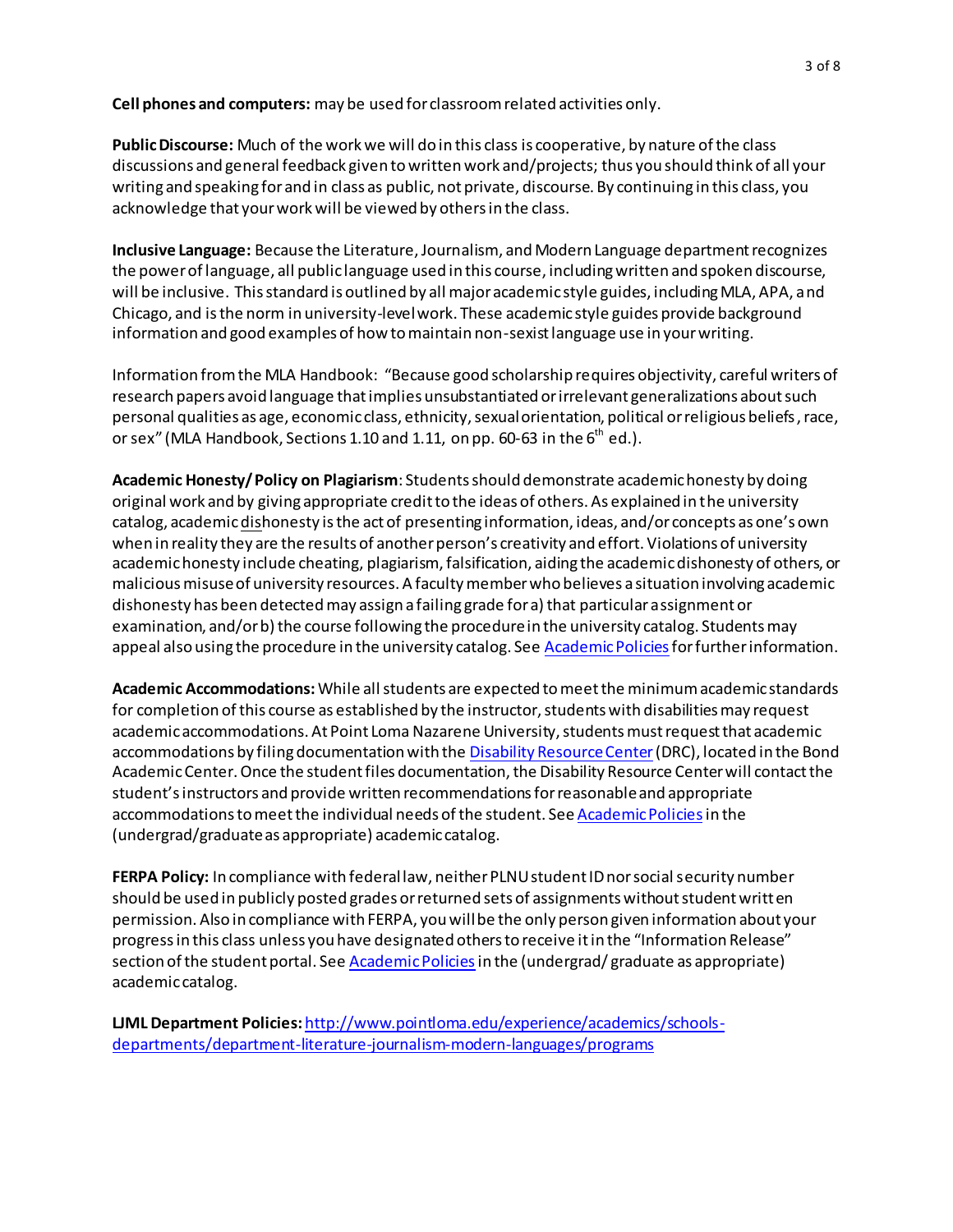**Cell phones and computers:** may be used for classroom related activities only.

**Public Discourse:** Much of the work we will do in this class is cooperative, by nature of the class discussions and general feedback given to written work and/projects; thus you should think of all your writing and speaking for and in class as public, not private, discourse. By continuing in this class, you acknowledge that your work will be viewed by others in the class.

**Inclusive Language:** Because the Literature, Journalism, and Modern Language department recognizes the power of language, all public language used in this course, including written and spoken discourse, will be inclusive. This standard is outlined by all major academic style guides, including MLA, APA, and Chicago, and is the norm in university-level work. These academic style guides provide background information and good examples of how to maintain non-sexist language use in your writing.

Information from the MLA Handbook: "Because good scholarship requires objectivity, careful writers of research papers avoid language that implies unsubstantiated or irrelevant generalizations about such personal qualities as age, economic class, ethnicity, sexual orientation, political or religious beliefs, race, or sex" (MLA Handbook, Sections 1.10 and 1.11, on pp. 60-63 in the 6th ed.).

**Academic Honesty/ Policy on Plagiarism**: Students should demonstrate academic honesty by doing original work and by giving appropriate credit to the ideas of others. As explained in the university catalog, academic dishonesty is the act of presenting information, ideas, and/or concepts as one's own when in reality they are the results of another person's creativity and effort. Violations of university academic honesty include cheating, plagiarism, falsification, aiding the academic dishonesty of others, or malicious misuse of university resources. A faculty member who believes a situation involving academic dishonesty has been detected may assign a failing grade for a) that particular assignment or examination, and/or b) the course following the procedure in the university catalog. Students may appeal also using the procedure in the university catalog. See [Academic Policies](Academic Policies) for further information.

**Academic Accommodations:** While all students are expected to meet the minimum academic standards for completion of this course as established by the instructor, students with disabilities may request academic accommodations. At Point Loma Nazarene University, students must request that academic accommodations by filing documentation with the [Disability Resource Center](Disability Resource Center) (DRC), located in the Bond Academic Center. Once the student files documentation, the Disability Resource Center will contact the student's instructors and provide written recommendations for reasonable and appropriate accommodations to meet the individual needs of the student. See [Academic Policies](Academic Policies) in the (undergrad/graduate as appropriate) academic catalog.

**FERPA Policy:** In compliance with federal law, neither PLNU student ID nor social security number should be used in publicly posted grades or returned sets of assignments without student written permission. Also in compliance with FERPA, you will be the only person given information about your progress in this class unless you have designated others to receive it in the "Information Release" section of the student portal. See [Academic Policies](Academic Policies) in the (undergrad/ graduate as appropriate) academic catalog.

**LJML Department Policies:** [http://www.pointloma.edu/experience/academics/schools-departments/department-literature-journalism-modern-languages/programs](http://www.pointloma.edu/experience/academics/schools-departments/department-literature-journalism-modern-languages/programs)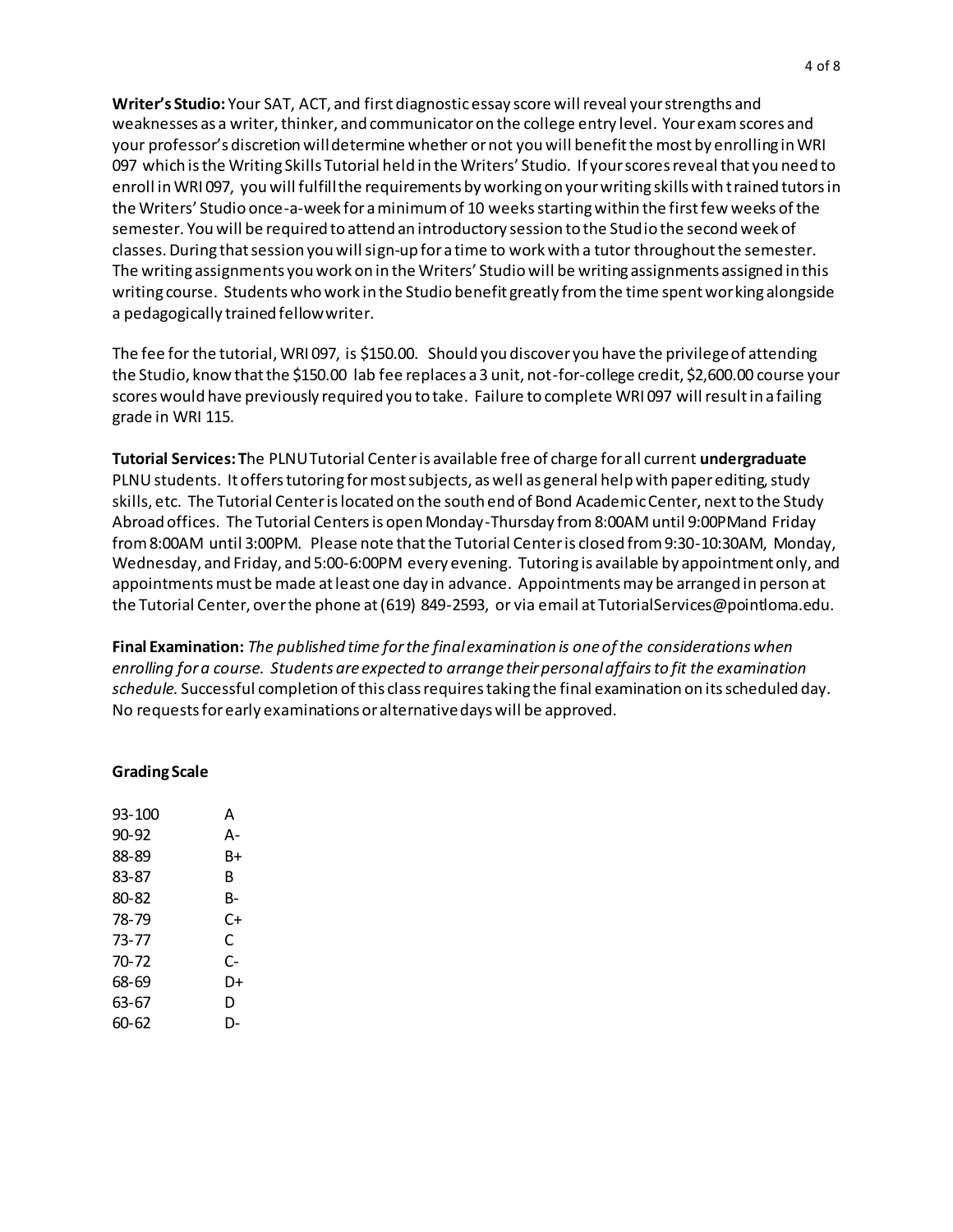**Writer's Studio:** Your SAT, ACT, and first diagnostic essay score will reveal your strengths and weaknesses as a writer, thinker, and communicator on the college entry level. Your exam scores and your professor's discretion will determine whether or not you will benefit the most by enrolling in WRI 097 which is the Writing Skills Tutorial held in the Writers' Studio. If your scores reveal that you need to enroll in WRI 097, you will fulfill the requirements by working on your writing skills with trained tutors in the Writers' Studio once-a-week for a minimum of 10 weeks starting within the first few weeks of the semester. You will be required to attend an introductory session to the Studio the second week of classes. During that session you will sign-up for a time to work with a tutor throughout the semester. The writing assignments you work on in the Writers' Studio will be writing assignments assigned in this writing course. Students who work in the Studio benefit greatly from the time spent working alongside a pedagogically trained fellow writer.

The fee for the tutorial, WRI 097, is $150.00. Should you discover you have the privilege of attending the Studio, know that the $150.00 lab fee replaces a 3 unit, not-for-college credit, $2,600.00 course your scores would have previously required you to take. Failure to complete WRI 097 will result in a failing grade in WRI 115.

**Tutorial Services: T**he PLNU Tutorial Center is available free of charge for all current **undergraduate** PLNU students. It offers tutoring for most subjects, as well as general help with paper editing, study skills, etc. The Tutorial Center is located on the south end of Bond Academic Center, next to the Study Abroad offices. The Tutorial Centers is open Monday-Thursday from 8:00AM until 9:00PMand Friday from 8:00AM until 3:00PM. Please note that the Tutorial Center is closed from 9:30-10:30AM, Monday, Wednesday, and Friday, and 5:00-6:00PM every evening. Tutoring is available by appointment only, and appointments must be made at least one day in advance. Appointments may be arranged in person at the Tutorial Center, over the phone at (619) 849-2593, or via email at TutorialServices@pointloma.edu.

**Final Examination:** *The published time for the final examination is one of the considerations when enrolling for a course. Students are expected to arrange their personal affairs to fit the examination schedule.* Successful completion of this class requires taking the final examination on its scheduled day. No requests for early examinations or alternative days will be approved.

**Grading Scale**

| | |
|---|---|
| 93-100 | A |
| 90-92 | A- |
| 88-89 | B+ |
| 83-87 | B |
| 80-82 | B- |
| 78-79 | C+ |
| 73-77 | C |
| 70-72 | C- |
| 68-69 | D+ |
| 63-67 | D |
| 60-62 | D- |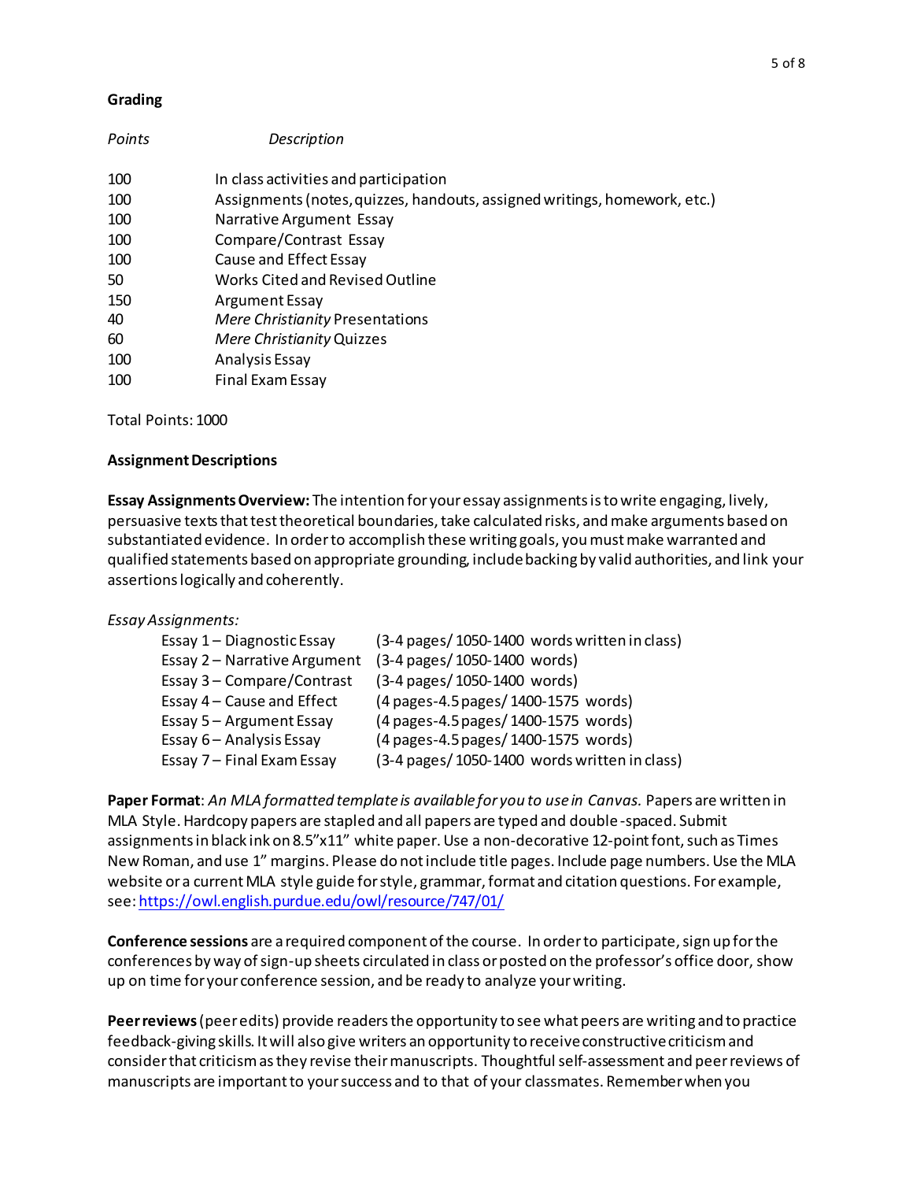**Grading**

| *Points* | *Description* |
|---|---|
| 100 | In class activities and participation |
| 100 | Assignments (notes, quizzes, handouts, assigned writings, homework, etc.) |
| 100 | Narrative Argument Essay |
| 100 | Compare/Contrast Essay |
| 100 | Cause and Effect Essay |
| 50 | Works Cited and Revised Outline |
| 150 | Argument Essay |
| 40 | *Mere Christianity* Presentations |
| 60 | *Mere Christianity* Quizzes |
| 100 | Analysis Essay |
| 100 | Final Exam Essay |

Total Points: 1000

**Assignment Descriptions**

**Essay Assignments Overview:** The intention for your essay assignments is to write engaging, lively, persuasive texts that test theoretical boundaries, take calculated risks, and make arguments based on substantiated evidence. In order to accomplish these writing goals, you must make warranted and qualified statements based on appropriate grounding, include backing by valid authorities, and link your assertions logically and coherently.

*Essay Assignments:*

| | |
|---|---|
| Essay 1 – Diagnostic Essay | (3-4 pages/ 1050-1400 words written in class) |
| Essay 2 – Narrative Argument | (3-4 pages/ 1050-1400 words) |
| Essay 3 – Compare/Contrast | (3-4 pages/ 1050-1400 words) |
| Essay 4 – Cause and Effect | (4 pages-4.5 pages/ 1400-1575 words) |
| Essay 5 – Argument Essay | (4 pages-4.5 pages/ 1400-1575 words) |
| Essay 6 – Analysis Essay | (4 pages-4.5 pages/ 1400-1575 words) |
| Essay 7 – Final Exam Essay | (3-4 pages/ 1050-1400 words written in class) |

**Paper Format**: *An MLA formatted template is available for you to use in Canvas.* Papers are written in MLA Style. Hardcopy papers are stapled and all papers are typed and double-spaced. Submit assignments in black ink on 8.5"x11" white paper. Use a non-decorative 12-point font, such as Times New Roman, and use 1" margins. Please do not include title pages. Include page numbers. Use the MLA website or a current MLA style guide for style, grammar, format and citation questions. For example, see: https://owl.english.purdue.edu/owl/resource/747/01/

**Conference sessions** are a required component of the course. In order to participate, sign up for the conferences by way of sign-up sheets circulated in class or posted on the professor's office door, show up on time for your conference session, and be ready to analyze your writing.

**Peer reviews** (peer edits) provide readers the opportunity to see what peers are writing and to practice feedback-giving skills. It will also give writers an opportunity to receive constructive criticism and consider that criticism as they revise their manuscripts. Thoughtful self-assessment and peer reviews of manuscripts are important to your success and to that of your classmates. Remember when you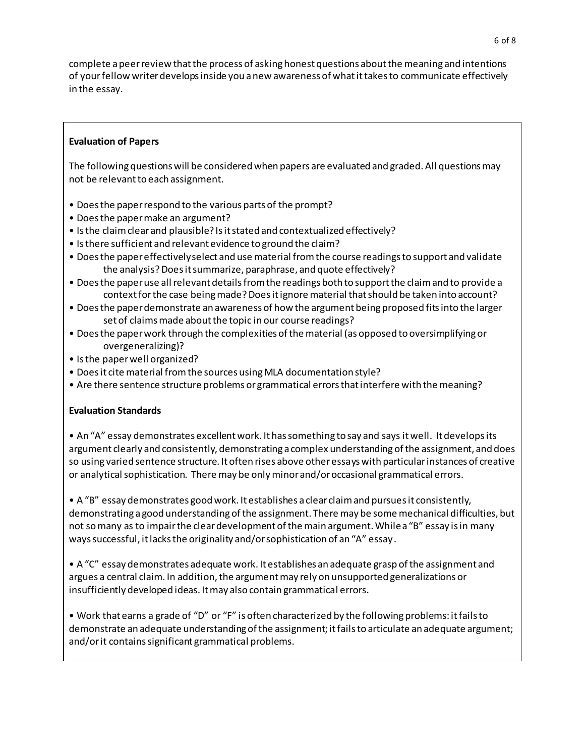complete a peer review that the process of asking honest questions about the meaning and intentions of your fellow writer develops inside you a new awareness of what it takes to communicate effectively in the essay.

**Evaluation of Papers**

The following questions will be considered when papers are evaluated and graded. All questions may not be relevant to each assignment.

- Does the paper respond to the various parts of the prompt?
- Does the paper make an argument?
- Is the claim clear and plausible? Is it stated and contextualized effectively?
- Is there sufficient and relevant evidence to ground the claim?
- Does the paper effectively select and use material from the course readings to support and validate the analysis? Does it summarize, paraphrase, and quote effectively?
- Does the paper use all relevant details from the readings both to support the claim and to provide a context for the case being made? Does it ignore material that should be taken into account?
- Does the paper demonstrate an awareness of how the argument being proposed fits into the larger set of claims made about the topic in our course readings?
- Does the paper work through the complexities of the material (as opposed to oversimplifying or overgeneralizing)?
- Is the paper well organized?
- Does it cite material from the sources using MLA documentation style?
- Are there sentence structure problems or grammatical errors that interfere with the meaning?

**Evaluation Standards**

- An "A" essay demonstrates excellent work. It has something to say and says it well. It develops its argument clearly and consistently, demonstrating a complex understanding of the assignment, and does so using varied sentence structure. It often rises above other essays with particular instances of creative or analytical sophistication. There may be only minor and/or occasional grammatical errors.

- A "B" essay demonstrates good work. It establishes a clear claim and pursues it consistently, demonstrating a good understanding of the assignment. There may be some mechanical difficulties, but not so many as to impair the clear development of the main argument. While a "B" essay is in many ways successful, it lacks the originality and/or sophistication of an "A" essay.

- A "C" essay demonstrates adequate work. It establishes an adequate grasp of the assignment and argues a central claim. In addition, the argument may rely on unsupported generalizations or insufficiently developed ideas. It may also contain grammatical errors.

- Work that earns a grade of "D" or "F" is often characterized by the following problems: it fails to demonstrate an adequate understanding of the assignment; it fails to articulate an adequate argument; and/or it contains significant grammatical problems.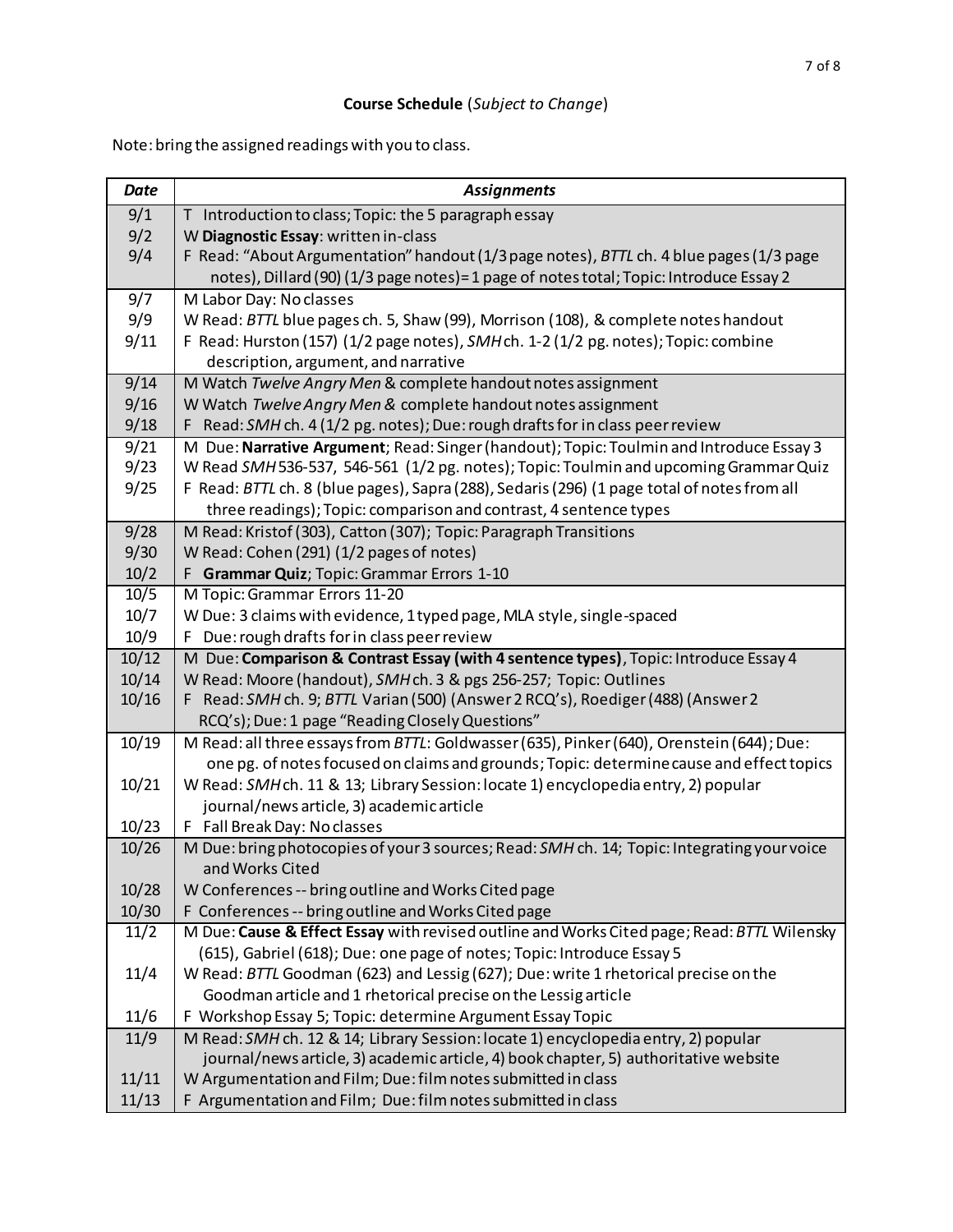**Course Schedule** (*Subject to Change*)

Note: bring the assigned readings with you to class.

| *Date* | *Assignments* |
|---|---|
| 9/1 | T Introduction to class; Topic: the 5 paragraph essay |
| 9/2 | W **Diagnostic Essay**: written in-class |
| 9/4 | F Read: "About Argumentation" handout (1/3 page notes), *BTTL* ch. 4 blue pages (1/3 page notes), Dillard (90) (1/3 page notes)= 1 page of notes total; Topic: Introduce Essay 2 |
| 9/7 | M Labor Day: No classes |
| 9/9 | W Read: *BTTL* blue pages ch. 5, Shaw (99), Morrison (108), & complete notes handout |
| 9/11 | F Read: Hurston (157) (1/2 page notes), *SMH* ch. 1-2 (1/2 pg. notes); Topic: combine description, argument, and narrative |
| 9/14 | M Watch *Twelve Angry Men* & complete handout notes assignment |
| 9/16 | W Watch *Twelve Angry Men* & complete handout notes assignment |
| 9/18 | F Read: *SMH* ch. 4 (1/2 pg. notes); Due: rough drafts for in class peer review |
| 9/21 | M Due: **Narrative Argument**; Read: Singer (handout); Topic: Toulmin and Introduce Essay 3 |
| 9/23 | W Read *SMH* 536-537, 546-561 (1/2 pg. notes); Topic: Toulmin and upcoming Grammar Quiz |
| 9/25 | F Read: *BTTL* ch. 8 (blue pages), Sapra (288), Sedaris (296) (1 page total of notes from all three readings); Topic: comparison and contrast, 4 sentence types |
| 9/28 | M Read: Kristof (303), Catton (307); Topic: Paragraph Transitions |
| 9/30 | W Read: Cohen (291) (1/2 pages of notes) |
| 10/2 | F **Grammar Quiz**; Topic: Grammar Errors 1-10 |
| 10/5 | M Topic: Grammar Errors 11-20 |
| 10/7 | W Due: 3 claims with evidence, 1 typed page, MLA style, single-spaced |
| 10/9 | F Due: rough drafts for in class peer review |
| 10/12 | M Due: **Comparison & Contrast Essay (with 4 sentence types)**, Topic: Introduce Essay 4 |
| 10/14 | W Read: Moore (handout), *SMH* ch. 3 & pgs 256-257; Topic: Outlines |
| 10/16 | F Read: *SMH* ch. 9; *BTTL* Varian (500) (Answer 2 RCQ's), Roediger (488) (Answer 2 RCQ's); Due: 1 page "Reading Closely Questions" |
| 10/19 | M Read: all three essays from *BTTL*: Goldwasser (635), Pinker (640), Orenstein (644); Due: one pg. of notes focused on claims and grounds; Topic: determine cause and effect topics |
| 10/21 | W Read: *SMH* ch. 11 & 13; Library Session: locate 1) encyclopedia entry, 2) popular journal/news article, 3) academic article |
| 10/23 | F Fall Break Day: No classes |
| 10/26 | M Due: bring photocopies of your 3 sources; Read: *SMH* ch. 14; Topic: Integrating your voice and Works Cited |
| 10/28 | W Conferences -- bring outline and Works Cited page |
| 10/30 | F Conferences -- bring outline and Works Cited page |
| 11/2 | M Due: **Cause & Effect Essay** with revised outline and Works Cited page; Read: *BTTL* Wilensky (615), Gabriel (618); Due: one page of notes; Topic: Introduce Essay 5 |
| 11/4 | W Read: *BTTL* Goodman (623) and Lessig (627); Due: write 1 rhetorical precise on the Goodman article and 1 rhetorical precise on the Lessig article |
| 11/6 | F Workshop Essay 5; Topic: determine Argument Essay Topic |
| 11/9 | M Read: *SMH* ch. 12 & 14; Library Session: locate 1) encyclopedia entry, 2) popular journal/news article, 3) academic article, 4) book chapter, 5) authoritative website |
| 11/11 | W Argumentation and Film; Due: film notes submitted in class |
| 11/13 | F Argumentation and Film; Due: film notes submitted in class |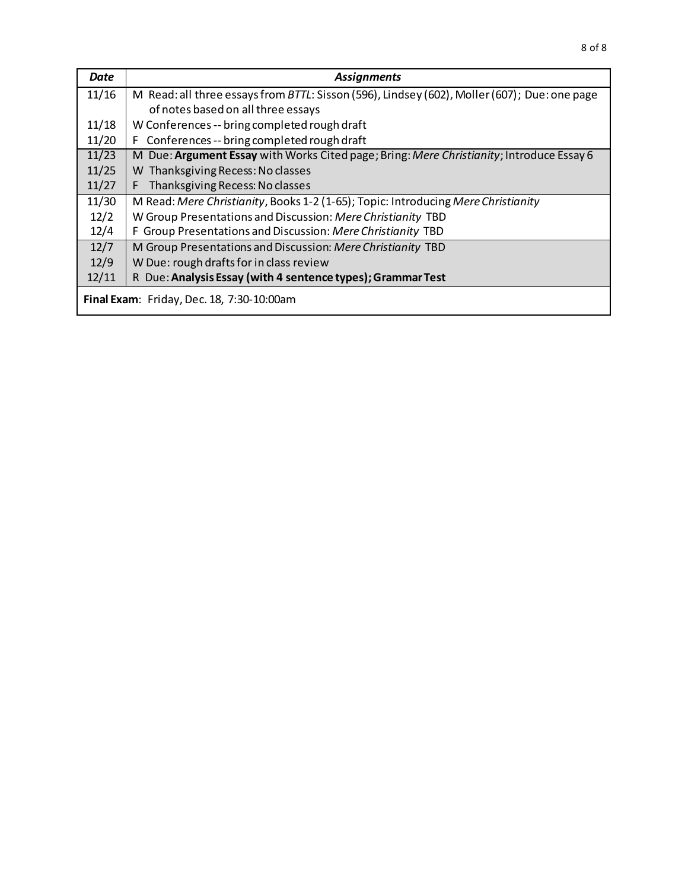| *Date* | *Assignments* |
|---|---|
| 11/16 | M Read: all three essays from *BTTL*: Sisson (596), Lindsey (602), Moller (607); Due: one page of notes based on all three essays |
| 11/18 | W Conferences -- bring completed rough draft |
| 11/20 | F Conferences -- bring completed rough draft |
| 11/23 | M Due: **Argument Essay** with Works Cited page; Bring: *Mere Christianity*; Introduce Essay 6 |
| 11/25 | W Thanksgiving Recess: No classes |
| 11/27 | F Thanksgiving Recess: No classes |
| 11/30 | M Read: *Mere Christianity*, Books 1-2 (1-65); Topic: Introducing *Mere Christianity* |
| 12/2 | W Group Presentations and Discussion: *Mere Christianity* TBD |
| 12/4 | F Group Presentations and Discussion: *Mere Christianity* TBD |
| 12/7 | M Group Presentations and Discussion: *Mere Christianity* TBD |
| 12/9 | W Due: rough drafts for in class review |
| 12/11 | R Due: **Analysis Essay (with 4 sentence types); Grammar Test** |
| **Final Exam**: Friday, Dec. 18, 7:30-10:00am | |